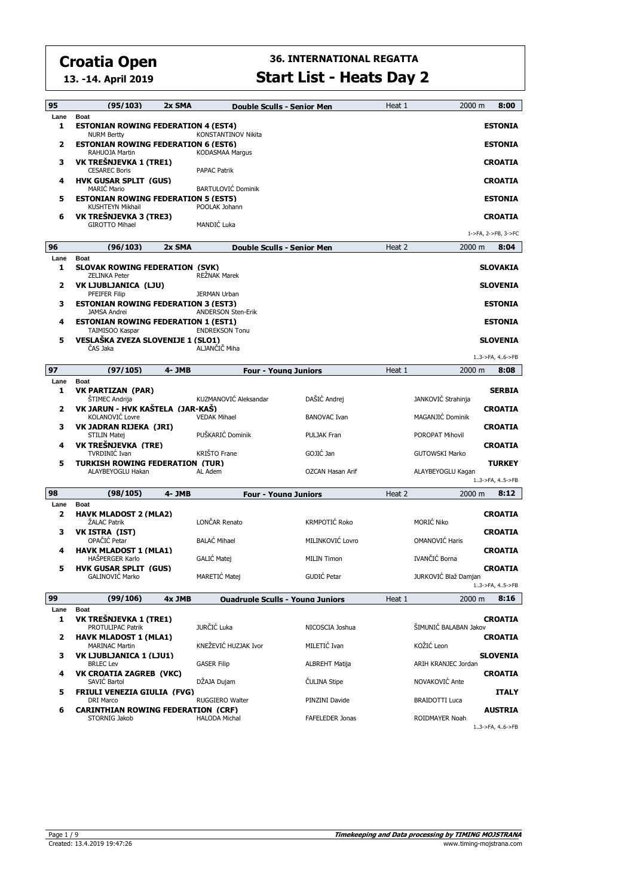# Croatia Open

**13. -14. April 2019**

## 36. INTERNATIONAL REGATTA

## Start List - Heats Day 2

### 95 (95/103) 2x SMA — Double Sculls - Senior Men — Heat 1 — 2000 m — 8:00

| Lane | Boat | | | | Country |
|---|---|---|---|---|---|
| 1 | **ESTONIAN ROWING FEDERATION 4 (EST4)** | | | | **ESTONIA** |
| | NURM Bertty | KONSTANTINOV Nikita | | | |
| 2 | **ESTONIAN ROWING FEDERATION 6 (EST6)** | | | | **ESTONIA** |
| | RAHUOJA Martin | KODASMAA Margus | | | |
| 3 | **VK TREŠNJEVKA 1 (TRE1)** | | | | **CROATIA** |
| | CESAREC Boris | PAPAC Patrik | | | |
| 4 | **HVK GUSAR SPLIT (GUS)** | | | | **CROATIA** |
| | MARIĆ Mario | BARTULOVIĆ Dominik | | | |
| 5 | **ESTONIAN ROWING FEDERATION 5 (EST5)** | | | | **ESTONIA** |
| | KUSHTEYN Mikhail | POOLAK Johann | | | |
| 6 | **VK TREŠNJEVKA 3 (TRE3)** | | | | **CROATIA** |
| | GIROTTO Mihael | MANDIĆ Luka | | | |

1->FA, 2->FB, 3->FC

### 96 (96/103) 2x SMA — Double Sculls - Senior Men — Heat 2 — 2000 m — 8:04

| Lane | Boat | | | | Country |
|---|---|---|---|---|---|
| 1 | **SLOVAK ROWING FEDERATION (SVK)** | | | | **SLOVAKIA** |
| | ZELINKA Peter | REŽNAK Marek | | | |
| 2 | **VK LJUBLJANICA (LJU)** | | | | **SLOVENIA** |
| | PFEIFER Filip | JERMAN Urban | | | |
| 3 | **ESTONIAN ROWING FEDERATION 3 (EST3)** | | | | **ESTONIA** |
| | JAMSA Andrei | ANDERSON Sten-Erik | | | |
| 4 | **ESTONIAN ROWING FEDERATION 1 (EST1)** | | | | **ESTONIA** |
| | TAIMISOO Kaspar | ENDREKSON Tonu | | | |
| 5 | **VESLAŠKA ZVEZA SLOVENIJE 1 (SLO1)** | | | | **SLOVENIA** |
| | ČAS Jaka | ALJANČIČ Miha | | | |

1..3->FA, 4..6->FB

### 97 (97/105) 4- JMB — Four - Young Juniors — Heat 1 — 2000 m — 8:08

| Lane | Boat | | | | Country |
|---|---|---|---|---|---|
| 1 | **VK PARTIZAN (PAR)** | | | | **SERBIA** |
| | ŠTIMEC Andrija | KUZMANOVIĆ Aleksandar | DAŠIĆ Andrej | JANKOVIĆ Strahinja | |
| 2 | **VK JARUN - HVK KAŠTELA (JAR-KAŠ)** | | | | **CROATIA** |
| | KOLANOVIĆ Lovre | VEDAK Mihael | BANOVAC Ivan | MAGANJIĆ Dominik | |
| 3 | **VK JADRAN RIJEKA (JRI)** | | | | **CROATIA** |
| | STILIN Matej | PUŠKARIĆ Dominik | PULJAK Fran | POROPAT Mihovil | |
| 4 | **VK TREŠNJEVKA (TRE)** | | | | **CROATIA** |
| | TVRDINIĆ Ivan | KRIŠTO Frane | GOJIĆ Jan | GUTOWSKI Marko | |
| 5 | **TURKISH ROWING FEDERATION (TUR)** | | | | **TURKEY** |
| | ALAYBEYOGLU Hakan | AL Adem | OZCAN Hasan Arif | ALAYBEYOGLU Kagan | |

1..3->FA, 4..5->FB

### 98 (98/105) 4- JMB — Four - Young Juniors — Heat 2 — 2000 m — 8:12

| Lane | Boat | | | | Country |
|---|---|---|---|---|---|
| 2 | **HAVK MLADOST 2 (MLA2)** | | | | **CROATIA** |
| | ŽALAC Patrik | LONČAR Renato | KRMPOTIĆ Roko | MORIĆ Niko | |
| 3 | **VK ISTRA (IST)** | | | | **CROATIA** |
| | OPAČIĆ Petar | BALAĆ Mihael | MILINKOVIĆ Lovro | OMANOVIĆ Haris | |
| 4 | **HAVK MLADOST 1 (MLA1)** | | | | **CROATIA** |
| | HAŠPERGER Karlo | GALIĆ Matej | MILIN Timon | IVANČIĆ Borna | |
| 5 | **HVK GUSAR SPLIT (GUS)** | | | | **CROATIA** |
| | GALINOVIĆ Marko | MARETIĆ Matej | GUDIĆ Petar | JURKOVIĆ Blaž Damjan | |

1..3->FA, 4..5->FB

### 99 (99/106) 4x JMB — Quadruple Sculls - Young Juniors — Heat 1 — 2000 m — 8:16

| Lane | Boat | | | | Country |
|---|---|---|---|---|---|
| 1 | **VK TREŠNJEVKA 1 (TRE1)** | | | | **CROATIA** |
| | PROTULIPAC Patrik | JURČIĆ Luka | NICOSCIA Joshua | ŠIMUNIĆ BALABAN Jakov | |
| 2 | **HAVK MLADOST 1 (MLA1)** | | | | **CROATIA** |
| | MARINAC Martin | KNEŽEVIĆ HUZJAK Ivor | MILETIĆ Ivan | KOŽIĆ Leon | |
| 3 | **VK LJUBLJANICA 1 (LJU1)** | | | | **SLOVENIA** |
| | BRLEC Lev | GASER Filip | ALBREHT Matija | ARIH KRANJEC Jordan | |
| 4 | **VK CROATIA ZAGREB (VKC)** | | | | **CROATIA** |
| | SAVIĆ Bartol | DŽAJA Dujam | ČULINA Stipe | NOVAKOVIĆ Ante | |
| 5 | **FRIULI VENEZIA GIULIA (FVG)** | | | | **ITALY** |
| | DRI Marco | RUGGIERO Walter | PINZINI Davide | BRAIDOTTI Luca | |
| 6 | **CARINTHIAN ROWING FEDERATION (CRF)** | | | | **AUSTRIA** |
| | STORNIG Jakob | HALODA Michal | FAFELEDER Jonas | ROIDMAYER Noah | |

1..3->FA, 4..6->FB

Created: 13.4.2019 19:47:26

**Timekeeping and Data processing by TIMING MOJSTRANA**
www.timing-mojstrana.com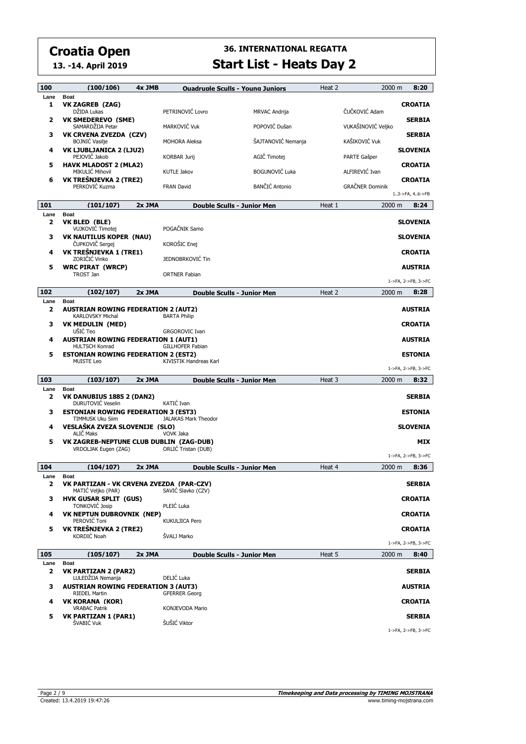# Croatia Open

**13. -14. April 2019**

## 36. INTERNATIONAL REGATTA

## Start List - Heats Day 2

### 100 (100/106) 4x JMB Quadruple Sculls - Young Juniors — Heat 2 — 2000 m — 8:20

| Lane | Boat | | | | Country |
|---|---|---|---|---|---|
| 1 | **VK ZAGREB (ZAG)** | | | | **CROATIA** |
| | DŽIDA Lukas | PETRINOVIĆ Lovro | MRVAC Andrija | ČUČKOVIĆ Adam | |
| 2 | **VK SMEDEREVO (SME)** | | | | **SERBIA** |
| | SAMARDŽIJA Petar | MARKOVIĆ Vuk | POPOVIĆ Dušan | VUKAŠINOVIĆ Veljko | |
| 3 | **VK CRVENA ZVEZDA (CZV)** | | | | **SERBIA** |
| | BOJNIĆ Vasilje | MOHORA Aleksa | ŠAJTANOVIĆ Nemanja | KAŠIKOVIĆ Vuk | |
| 4 | **VK LJUBLJANICA 2 (LJU2)** | | | | **SLOVENIA** |
| | PEJOVIČ Jakob | KORBAR Jurij | AGIČ Timotej | PARTE Gašper | |
| 5 | **HAVK MLADOST 2 (MLA2)** | | | | **CROATIA** |
| | MIKULIĆ Mihovil | KUTLE Jakov | BOGUNOVIĆ Luka | ALFIREVIĆ Ivan | |
| 6 | **VK TREŠNJEVKA 2 (TRE2)** | | | | **CROATIA** |
| | PERKOVIĆ Kuzma | FRAN David | BANČIĆ Antonio | GRAČNER Dominik | |

1..3->FA, 4..6->FB

### 101 (101/107) 2x JMA Double Sculls - Junior Men — Heat 1 — 2000 m — 8:24

| Lane | Boat | | Country |
|---|---|---|---|
| 2 | **VK BLED (BLE)** | | **SLOVENIA** |
| | VUJKOVIĆ Timotej | POGAČNIK Samo | |
| 3 | **VK NAUTILUS KOPER (NAU)** | | **SLOVENIA** |
| | ČUPKOVIČ Sergej | KOROŠIC Enej | |
| 4 | **VK TREŠNJEVKA 1 (TRE1)** | | **CROATIA** |
| | ZORIČIĆ Vinko | JEDNOBRKOVIĆ Tin | |
| 5 | **WRC PIRAT (WRCP)** | | **AUSTRIA** |
| | TROST Jan | ORTNER Fabian | |

1->FA, 2->FB, 3->FC

### 102 (102/107) 2x JMA Double Sculls - Junior Men — Heat 2 — 2000 m — 8:28

| Lane | Boat | | Country |
|---|---|---|---|
| 2 | **AUSTRIAN ROWING FEDERATION 2 (AUT2)** | | **AUSTRIA** |
| | KARLOVSKY Michal | BARTA Philip | |
| 3 | **VK MEDULIN (MED)** | | **CROATIA** |
| | UŠIĆ Teo | GRGOROVIC Ivan | |
| 4 | **AUSTRIAN ROWING FEDERATION 1 (AUT1)** | | **AUSTRIA** |
| | HULTSCH Konrad | GILLHOFER Fabian | |
| 5 | **ESTONIAN ROWING FEDERATION 2 (EST2)** | | **ESTONIA** |
| | MUISTE Leo | KIVISTIK Handreas Karl | |

1->FA, 2->FB, 3->FC

### 103 (103/107) 2x JMA Double Sculls - Junior Men — Heat 3 — 2000 m — 8:32

| Lane | Boat | | Country |
|---|---|---|---|
| 2 | **VK DANUBIUS 1885 2 (DAN2)** | | **SERBIA** |
| | DURUTOVIĆ Veselin | KATIĆ Ivan | |
| 3 | **ESTONIAN ROWING FEDERATION 3 (EST3)** | | **ESTONIA** |
| | TIMMUSK Uku Siim | JALAKAS Mark Theodor | |
| 4 | **VESLAŠKA ZVEZA SLOVENIJE (SLO)** | | **SLOVENIA** |
| | ALIČ Maks | VOVK Jaka | |
| 5 | **VK ZAGREB-NEPTUNE CLUB DUBLIN (ZAG-DUB)** | | **MIX** |
| | VRDOLJAK Eugen (ZAG) | ORLIĆ Tristan (DUB) | |

1->FA, 2->FB, 3->FC

### 104 (104/107) 2x JMA Double Sculls - Junior Men — Heat 4 — 2000 m — 8:36

| Lane | Boat | | Country |
|---|---|---|---|
| 2 | **VK PARTIZAN - VK CRVENA ZVEZDA (PAR-CZV)** | | **SERBIA** |
| | MATIĆ Veljko (PAR) | SAVIĆ Slavko (CZV) | |
| 3 | **HVK GUSAR SPLIT (GUS)** | | **CROATIA** |
| | TONKOVIĆ Josip | PLEIĆ Luka | |
| 4 | **VK NEPTUN DUBROVNIK (NEP)** | | **CROATIA** |
| | PEROVIĆ Toni | KUKULJICA Pero | |
| 5 | **VK TREŠNJEVKA 2 (TRE2)** | | **CROATIA** |
| | KORDIĆ Noah | ŠVALJ Marko | |

1->FA, 2->FB, 3->FC

### 105 (105/107) 2x JMA Double Sculls - Junior Men — Heat 5 — 2000 m — 8:40

| Lane | Boat | | Country |
|---|---|---|---|
| 2 | **VK PARTIZAN 2 (PAR2)** | | **SERBIA** |
| | LULEDŽIJA Nemanja | DELIĆ Luka | |
| 3 | **AUSTRIAN ROWING FEDERATION 3 (AUT3)** | | **AUSTRIA** |
| | RIEDEL Martin | GFERRER Georg | |
| 4 | **VK KORANA (KOR)** | | **CROATIA** |
| | VRABAC Patrik | KONJEVODA Mario | |
| 5 | **VK PARTIZAN 1 (PAR1)** | | **SERBIA** |
| | ŠVABIĆ Vuk | ŠUŠIĆ Viktor | |

1->FA, 2->FB, 3->FC

Created: 13.4.2019 19:47:26

*Timekeeping and Data processing by TIMING MOJSTRANA* — www.timing-mojstrana.com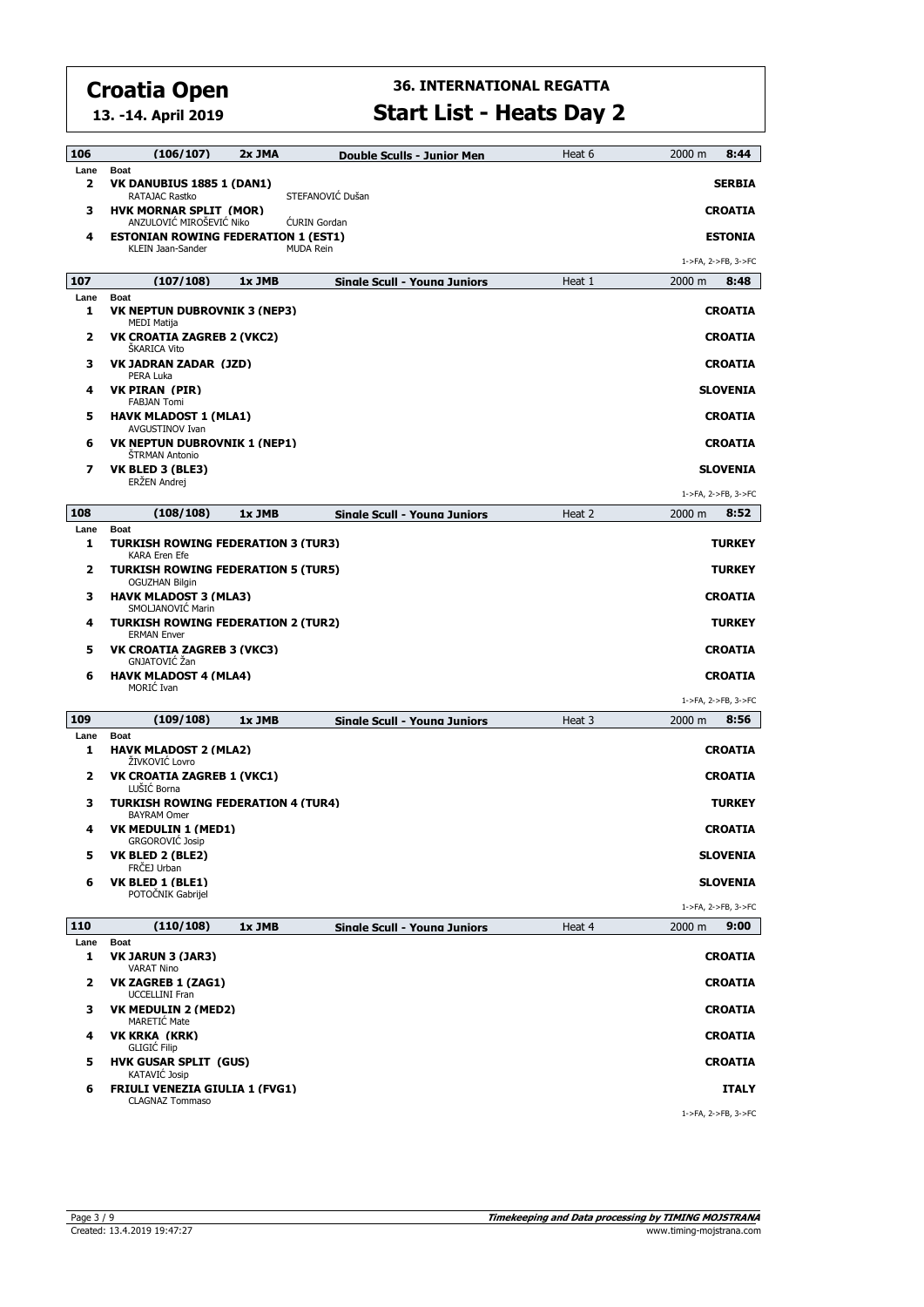# Croatia Open

**13. -14. April 2019**

## 36. INTERNATIONAL REGATTA

## Start List - Heats Day 2

### 106 (106/107) 2x JMA Double Sculls - Junior Men — Heat 6 — 2000 m — 8:44

| Lane | Boat | | Country |
|---|---|---|---|
| 2 | **VK DANUBIUS 1885 1 (DAN1)** RATAJAC Rastko | STEFANOVIĆ Dušan | **SERBIA** |
| 3 | **HVK MORNAR SPLIT (MOR)** ANZULOVIĆ MIROŠEVIĆ Niko | ĆURIN Gordan | **CROATIA** |
| 4 | **ESTONIAN ROWING FEDERATION 1 (EST1)** KLEIN Jaan-Sander | MUDA Rein | **ESTONIA** |

1->FA, 2->FB, 3->FC

### 107 (107/108) 1x JMB Single Scull - Young Juniors — Heat 1 — 2000 m — 8:48

| Lane | Boat | Country |
|---|---|---|
| 1 | **VK NEPTUN DUBROVNIK 3 (NEP3)** MEDI Matija | **CROATIA** |
| 2 | **VK CROATIA ZAGREB 2 (VKC2)** ŠKARICA Vito | **CROATIA** |
| 3 | **VK JADRAN ZADAR (JZD)** PERA Luka | **CROATIA** |
| 4 | **VK PIRAN (PIR)** FABJAN Tomi | **SLOVENIA** |
| 5 | **HAVK MLADOST 1 (MLA1)** AVGUSTINOV Ivan | **CROATIA** |
| 6 | **VK NEPTUN DUBROVNIK 1 (NEP1)** ŠTRMAN Antonio | **CROATIA** |
| 7 | **VK BLED 3 (BLE3)** ERŽEN Andrej | **SLOVENIA** |

1->FA, 2->FB, 3->FC

### 108 (108/108) 1x JMB Single Scull - Young Juniors — Heat 2 — 2000 m — 8:52

| Lane | Boat | Country |
|---|---|---|
| 1 | **TURKISH ROWING FEDERATION 3 (TUR3)** KARA Eren Efe | **TURKEY** |
| 2 | **TURKISH ROWING FEDERATION 5 (TUR5)** OGUZHAN Bilgin | **TURKEY** |
| 3 | **HAVK MLADOST 3 (MLA3)** SMOLJANOVIĆ Marin | **CROATIA** |
| 4 | **TURKISH ROWING FEDERATION 2 (TUR2)** ERMAN Enver | **TURKEY** |
| 5 | **VK CROATIA ZAGREB 3 (VKC3)** GNJATOVIĆ Žan | **CROATIA** |
| 6 | **HAVK MLADOST 4 (MLA4)** MORIĆ Ivan | **CROATIA** |

1->FA, 2->FB, 3->FC

### 109 (109/108) 1x JMB Single Scull - Young Juniors — Heat 3 — 2000 m — 8:56

| Lane | Boat | Country |
|---|---|---|
| 1 | **HAVK MLADOST 2 (MLA2)** ŽIVKOVIĆ Lovro | **CROATIA** |
| 2 | **VK CROATIA ZAGREB 1 (VKC1)** LUŠIĆ Borna | **CROATIA** |
| 3 | **TURKISH ROWING FEDERATION 4 (TUR4)** BAYRAM Omer | **TURKEY** |
| 4 | **VK MEDULIN 1 (MED1)** GRGOROVIĆ Josip | **CROATIA** |
| 5 | **VK BLED 2 (BLE2)** FRČEJ Urban | **SLOVENIA** |
| 6 | **VK BLED 1 (BLE1)** POTOČNIK Gabrijel | **SLOVENIA** |

1->FA, 2->FB, 3->FC

### 110 (110/108) 1x JMB Single Scull - Young Juniors — Heat 4 — 2000 m — 9:00

| Lane | Boat | Country |
|---|---|---|
| 1 | **VK JARUN 3 (JAR3)** VARAT Nino | **CROATIA** |
| 2 | **VK ZAGREB 1 (ZAG1)** UCCELLINI Fran | **CROATIA** |
| 3 | **VK MEDULIN 2 (MED2)** MARETIĆ Mate | **CROATIA** |
| 4 | **VK KRKA (KRK)** GLIGIĆ Filip | **CROATIA** |
| 5 | **HVK GUSAR SPLIT (GUS)** KATAVIĆ Josip | **CROATIA** |
| 6 | **FRIULI VENEZIA GIULIA 1 (FVG1)** CLAGNAZ Tommaso | **ITALY** |

1->FA, 2->FB, 3->FC

Created: 13.4.2019 19:47:27

**Timekeeping and Data processing by TIMING MOJSTRANA**
www.timing-mojstrana.com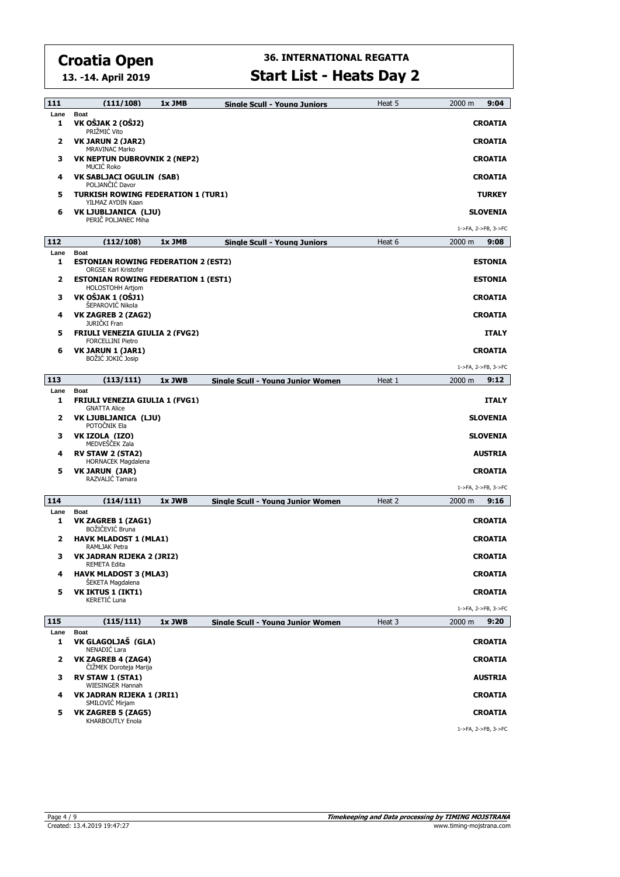# Croatia Open

**13. -14. April 2019**

## 36. INTERNATIONAL REGATTA

## Start List - Heats Day 2

### 111 (111/108) 1x JMB Single Scull - Young Juniors — Heat 5 — 2000 m — 9:04

| Lane | Boat | Country |
|---|---|---|
| 1 | **VK OŠJAK 2 (OŠJ2)** PRIŽMIĆ Vito | **CROATIA** |
| 2 | **VK JARUN 2 (JAR2)** MRAVINAC Marko | **CROATIA** |
| 3 | **VK NEPTUN DUBROVNIK 2 (NEP2)** MUCIĆ Roko | **CROATIA** |
| 4 | **VK SABLJACI OGULIN (SAB)** POLJANČIĆ Davor | **CROATIA** |
| 5 | **TURKISH ROWING FEDERATION 1 (TUR1)** YILMAZ AYDIN Kaan | **TURKEY** |
| 6 | **VK LJUBLJANICA (LJU)** PERIČ POLJANEC Miha | **SLOVENIA** |

1->FA, 2->FB, 3->FC

### 112 (112/108) 1x JMB Single Scull - Young Juniors — Heat 6 — 2000 m — 9:08

| Lane | Boat | Country |
|---|---|---|
| 1 | **ESTONIAN ROWING FEDERATION 2 (EST2)** ORGSE Karl Kristofer | **ESTONIA** |
| 2 | **ESTONIAN ROWING FEDERATION 1 (EST1)** HOLOSTOHH Artjom | **ESTONIA** |
| 3 | **VK OŠJAK 1 (OŠJ1)** ŠEPAROVIĆ Nikola | **CROATIA** |
| 4 | **VK ZAGREB 2 (ZAG2)** JURIČKI Fran | **CROATIA** |
| 5 | **FRIULI VENEZIA GIULIA 2 (FVG2)** FORCELLINI Pietro | **ITALY** |
| 6 | **VK JARUN 1 (JAR1)** BOŽIĆ JOKIĆ Josip | **CROATIA** |

1->FA, 2->FB, 3->FC

### 113 (113/111) 1x JWB Single Scull - Young Junior Women — Heat 1 — 2000 m — 9:12

| Lane | Boat | Country |
|---|---|---|
| 1 | **FRIULI VENEZIA GIULIA 1 (FVG1)** GNATTA Alice | **ITALY** |
| 2 | **VK LJUBLJANICA (LJU)** POTOČNIK Ela | **SLOVENIA** |
| 3 | **VK IZOLA (IZO)** MEDVEŠČEK Zala | **SLOVENIA** |
| 4 | **RV STAW 2 (STA2)** HORNACEK Magdalena | **AUSTRIA** |
| 5 | **VK JARUN (JAR)** RAZVALIĆ Tamara | **CROATIA** |

1->FA, 2->FB, 3->FC

### 114 (114/111) 1x JWB Single Scull - Young Junior Women — Heat 2 — 2000 m — 9:16

| Lane | Boat | Country |
|---|---|---|
| 1 | **VK ZAGREB 1 (ZAG1)** BOŽIČEVIĆ Bruna | **CROATIA** |
| 2 | **HAVK MLADOST 1 (MLA1)** RAMLJAK Petra | **CROATIA** |
| 3 | **VK JADRAN RIJEKA 2 (JRI2)** REMETA Edita | **CROATIA** |
| 4 | **HAVK MLADOST 3 (MLA3)** ŠEKETA Magdalena | **CROATIA** |
| 5 | **VK IKTUS 1 (IKT1)** KERETIĆ Luna | **CROATIA** |

1->FA, 2->FB, 3->FC

### 115 (115/111) 1x JWB Single Scull - Young Junior Women — Heat 3 — 2000 m — 9:20

| Lane | Boat | Country |
|---|---|---|
| 1 | **VK GLAGOLJAŠ (GLA)** NENADIĆ Lara | **CROATIA** |
| 2 | **VK ZAGREB 4 (ZAG4)** ČIŽMEK Doroteja Marija | **CROATIA** |
| 3 | **RV STAW 1 (STA1)** WIESINGER Hannah | **AUSTRIA** |
| 4 | **VK JADRAN RIJEKA 1 (JRI1)** SMILOVIĆ Mirjam | **CROATIA** |
| 5 | **VK ZAGREB 5 (ZAG5)** KHARBOUTLY Enola | **CROATIA** |

1->FA, 2->FB, 3->FC

Created: 13.4.2019 19:47:27

**Timekeeping and Data processing by TIMING MOJSTRANA**
www.timing-mojstrana.com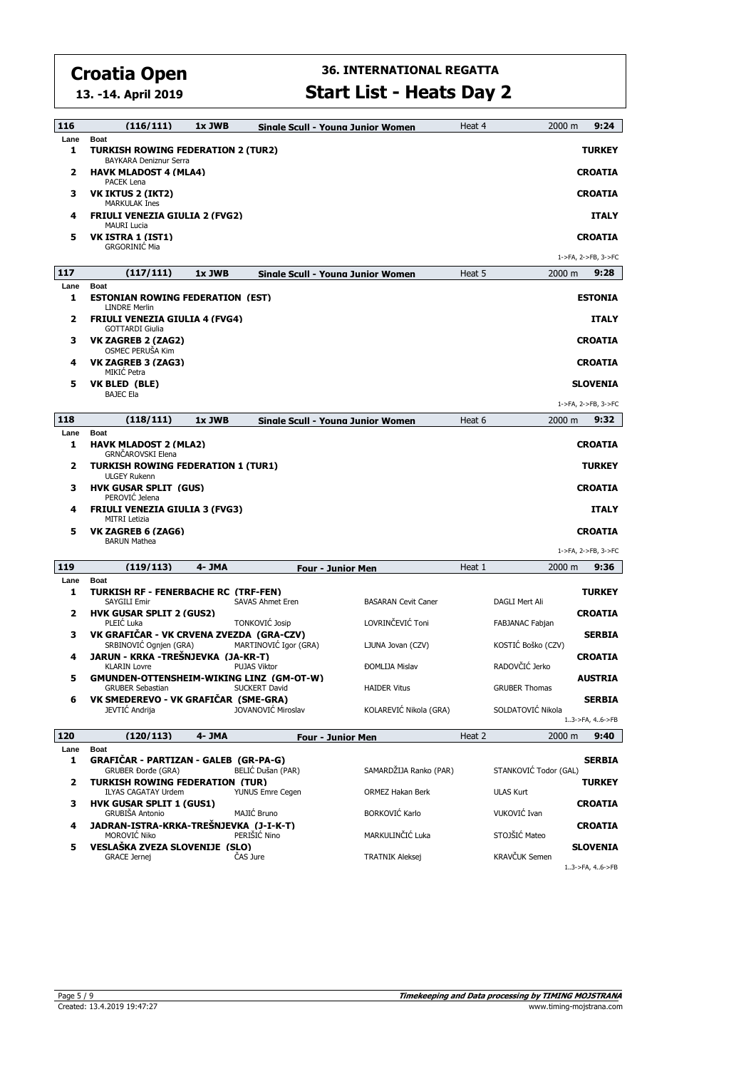# Croatia Open

**13. -14. April 2019**

## 36. INTERNATIONAL REGATTA

## Start List - Heats Day 2

| 116 | (116/111) | 1x JWB | Single Scull - Young Junior Women | Heat 4 | 2000 m | 9:24 |
|---|---|---|---|---|---|---|
| **Lane** | **Boat** | | | | | |
| **1** | **TURKISH ROWING FEDERATION 2 (TUR2)**<br>BAYKARA Deniznur Serra | | | | | **TURKEY** |
| **2** | **HAVK MLADOST 4 (MLA4)**<br>PACEK Lena | | | | | **CROATIA** |
| **3** | **VK IKTUS 2 (IKT2)**<br>MARKULAK Ines | | | | | **CROATIA** |
| **4** | **FRIULI VENEZIA GIULIA 2 (FVG2)**<br>MAURI Lucia | | | | | **ITALY** |
| **5** | **VK ISTRA 1 (IST1)**<br>GRGORINIĆ Mia | | | | | **CROATIA** |
| | | | | | | 1->FA, 2->FB, 3->FC |

| 117 | (117/111) | 1x JWB | Single Scull - Young Junior Women | Heat 5 | 2000 m | 9:28 |
|---|---|---|---|---|---|---|
| **Lane** | **Boat** | | | | | |
| **1** | **ESTONIAN ROWING FEDERATION (EST)**<br>LINDRE Merlin | | | | | **ESTONIA** |
| **2** | **FRIULI VENEZIA GIULIA 4 (FVG4)**<br>GOTTARDI Giulia | | | | | **ITALY** |
| **3** | **VK ZAGREB 2 (ZAG2)**<br>OSMEC PERUŠA Kim | | | | | **CROATIA** |
| **4** | **VK ZAGREB 3 (ZAG3)**<br>MIKIĆ Petra | | | | | **CROATIA** |
| **5** | **VK BLED (BLE)**<br>BAJEC Ela | | | | | **SLOVENIA** |
| | | | | | | 1->FA, 2->FB, 3->FC |

| 118 | (118/111) | 1x JWB | Single Scull - Young Junior Women | Heat 6 | 2000 m | 9:32 |
|---|---|---|---|---|---|---|
| **Lane** | **Boat** | | | | | |
| **1** | **HAVK MLADOST 2 (MLA2)**<br>GRNČAROVSKI Elena | | | | | **CROATIA** |
| **2** | **TURKISH ROWING FEDERATION 1 (TUR1)**<br>ULGEY Rukenn | | | | | **TURKEY** |
| **3** | **HVK GUSAR SPLIT (GUS)**<br>PEROVIĆ Jelena | | | | | **CROATIA** |
| **4** | **FRIULI VENEZIA GIULIA 3 (FVG3)**<br>MITRI Letizia | | | | | **ITALY** |
| **5** | **VK ZAGREB 6 (ZAG6)**<br>BARUN Mathea | | | | | **CROATIA** |
| | | | | | | 1->FA, 2->FB, 3->FC |

| 119 | (119/113) | 4- JMA | Four - Junior Men | Heat 1 | 2000 m | 9:36 |
|---|---|---|---|---|---|---|
| **Lane** | **Boat** | | | | | |
| **1** | **TURKISH RF - FENERBACHE RC (TRF-FEN)**<br>SAYGILI Emir | SAVAS Ahmet Eren | BASARAN Cevit Caner | DAGLI Mert Ali | | **TURKEY** |
| **2** | **HVK GUSAR SPLIT 2 (GUS2)**<br>PLEIĆ Luka | TONKOVIĆ Josip | LOVRINČEVIĆ Toni | FABJANAC Fabjan | | **CROATIA** |
| **3** | **VK GRAFIČAR - VK CRVENA ZVEZDA (GRA-CZV)**<br>SRBINOVIĆ Ognjen (GRA) | MARTINOVIĆ Igor (GRA) | LJUNA Jovan (CZV) | KOSTIĆ Boško (CZV) | | **SERBIA** |
| **4** | **JARUN - KRKA -TREŠNJEVKA (JA-KR-T)**<br>KLARIN Lovre | PUJAS Viktor | ĐOMLIJA Mislav | RADOVČIĆ Jerko | | **CROATIA** |
| **5** | **GMUNDEN-OTTENSHEIM-WIKING LINZ (GM-OT-W)**<br>GRUBER Sebastian | SUCKERT David | HAIDER Vitus | GRUBER Thomas | | **AUSTRIA** |
| **6** | **VK SMEDEREVO - VK GRAFIČAR (SME-GRA)**<br>JEVTIĆ Andrija | JOVANOVIĆ Miroslav | KOLAREVIĆ Nikola (GRA) | SOLDATOVIĆ Nikola | | **SERBIA** |
| | | | | | | 1..3->FA, 4..6->FB |

| 120 | (120/113) | 4- JMA | Four - Junior Men | Heat 2 | 2000 m | 9:40 |
|---|---|---|---|---|---|---|
| **Lane** | **Boat** | | | | | |
| **1** | **GRAFIČAR - PARTIZAN - GALEB (GR-PA-G)**<br>GRUBER Đorđe (GRA) | BELIĆ Dušan (PAR) | SAMARDŽIJA Ranko (PAR) | STANKOVIĆ Todor (GAL) | | **SERBIA** |
| **2** | **TURKISH ROWING FEDERATION (TUR)**<br>ILYAS CAGATAY Urdem | YUNUS Emre Cegen | ORMEZ Hakan Berk | ULAS Kurt | | **TURKEY** |
| **3** | **HVK GUSAR SPLIT 1 (GUS1)**<br>GRUBIŠA Antonio | MAJIĆ Bruno | BORKOVIĆ Karlo | VUKOVIĆ Ivan | | **CROATIA** |
| **4** | **JADRAN-ISTRA-KRKA-TREŠNJEVKA (J-I-K-T)**<br>MOROVIĆ Niko | PERIŠIĆ Nino | MARKULINČIĆ Luka | STOJŠIĆ Mateo | | **CROATIA** |
| **5** | **VESLAŠKA ZVEZA SLOVENIJE (SLO)**<br>GRACE Jernej | ČAS Jure | TRATNIK Aleksej | KRAVČUK Semen | | **SLOVENIA** |
| | | | | | | 1..3->FA, 4..6->FB |

Created: 13.4.2019 19:47:27

**Timekeeping and Data processing by TIMING MOJSTRANA**
www.timing-mojstrana.com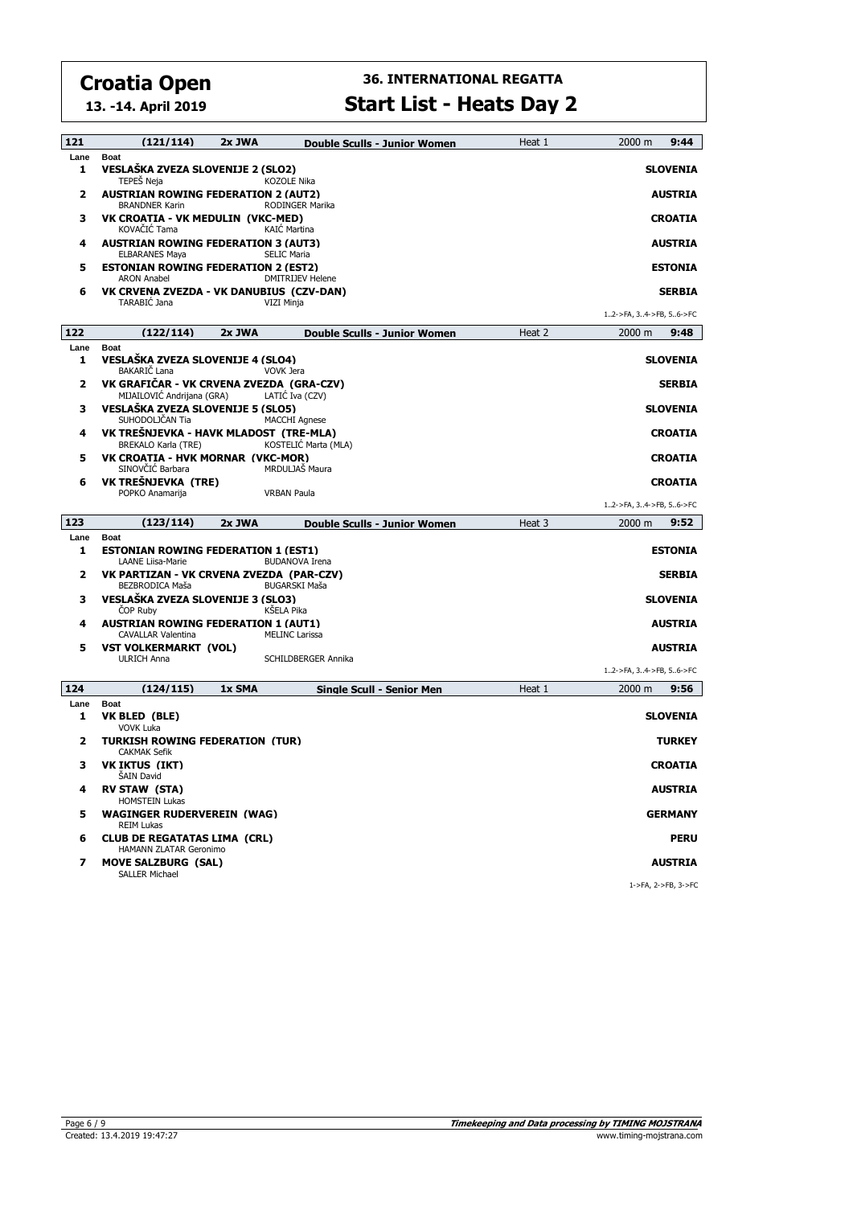# Croatia Open

**13. -14. April 2019**

## 36. INTERNATIONAL REGATTA

## Start List - Heats Day 2

### 121 (121/114) 2x JWA Double Sculls - Junior Women — Heat 1 — 2000 m — 9:44

| Lane | Boat | | Country |
|---|---|---|---|
| 1 | **VESLAŠKA ZVEZA SLOVENIJE 2 (SLO2)** | | **SLOVENIA** |
| | TEPEŠ Neja | KOZOLE Nika | |
| 2 | **AUSTRIAN ROWING FEDERATION 2 (AUT2)** | | **AUSTRIA** |
| | BRANDNER Karin | RODINGER Marika | |
| 3 | **VK CROATIA - VK MEDULIN (VKC-MED)** | | **CROATIA** |
| | KOVAČIĆ Tama | KAIĆ Martina | |
| 4 | **AUSTRIAN ROWING FEDERATION 3 (AUT3)** | | **AUSTRIA** |
| | ELBARANES Maya | SELIC Maria | |
| 5 | **ESTONIAN ROWING FEDERATION 2 (EST2)** | | **ESTONIA** |
| | ARON Anabel | DMITRIJEV Helene | |
| 6 | **VK CRVENA ZVEZDA - VK DANUBIUS (CZV-DAN)** | | **SERBIA** |
| | TARABIĆ Jana | VIZI Minja | |

1..2->FA, 3..4->FB, 5..6->FC

### 122 (122/114) 2x JWA Double Sculls - Junior Women — Heat 2 — 2000 m — 9:48

| Lane | Boat | | Country |
|---|---|---|---|
| 1 | **VESLAŠKA ZVEZA SLOVENIJE 4 (SLO4)** | | **SLOVENIA** |
| | BAKARIČ Lana | VOVK Jera | |
| 2 | **VK GRAFIČAR - VK CRVENA ZVEZDA (GRA-CZV)** | | **SERBIA** |
| | MIJAILOVIĆ Andrijana (GRA) | LATIĆ Iva (CZV) | |
| 3 | **VESLAŠKA ZVEZA SLOVENIJE 5 (SLO5)** | | **SLOVENIA** |
| | SUHODOLČAN Tia | MACCHI Agnese | |
| 4 | **VK TREŠNJEVKA - HAVK MLADOST (TRE-MLA)** | | **CROATIA** |
| | BREKALO Karla (TRE) | KOSTELIĆ Marta (MLA) | |
| 5 | **VK CROATIA - HVK MORNAR (VKC-MOR)** | | **CROATIA** |
| | SINOVČIĆ Barbara | MRDULJAŠ Maura | |
| 6 | **VK TREŠNJEVKA (TRE)** | | **CROATIA** |
| | POPKO Anamarija | VRBAN Paula | |

1..2->FA, 3..4->FB, 5..6->FC

### 123 (123/114) 2x JWA Double Sculls - Junior Women — Heat 3 — 2000 m — 9:52

| Lane | Boat | | Country |
|---|---|---|---|
| 1 | **ESTONIAN ROWING FEDERATION 1 (EST1)** | | **ESTONIA** |
| | LAANE Liisa-Marie | BUDANOVA Irena | |
| 2 | **VK PARTIZAN - VK CRVENA ZVEZDA (PAR-CZV)** | | **SERBIA** |
| | BEZBRODICA Maša | BUGARSKI Maša | |
| 3 | **VESLAŠKA ZVEZA SLOVENIJE 3 (SLO3)** | | **SLOVENIA** |
| | ČOP Ruby | KŠELA Pika | |
| 4 | **AUSTRIAN ROWING FEDERATION 1 (AUT1)** | | **AUSTRIA** |
| | CAVALLAR Valentina | MELINC Larissa | |
| 5 | **VST VOLKERMARKT (VOL)** | | **AUSTRIA** |
| | ULRICH Anna | SCHILDBERGER Annika | |

1..2->FA, 3..4->FB, 5..6->FC

### 124 (124/115) 1x SMA Single Scull - Senior Men — Heat 1 — 2000 m — 9:56

| Lane | Boat | Country |
|---|---|---|
| 1 | **VK BLED (BLE)** | **SLOVENIA** |
| | VOVK Luka | |
| 2 | **TURKISH ROWING FEDERATION (TUR)** | **TURKEY** |
| | CAKMAK Sefik | |
| 3 | **VK IKTUS (IKT)** | **CROATIA** |
| | ŠAIN David | |
| 4 | **RV STAW (STA)** | **AUSTRIA** |
| | HOMSTEIN Lukas | |
| 5 | **WAGINGER RUDERVEREIN (WAG)** | **GERMANY** |
| | REIM Lukas | |
| 6 | **CLUB DE REGATATAS LIMA (CRL)** | **PERU** |
| | HAMANN ZLATAR Geronimo | |
| 7 | **MOVE SALZBURG (SAL)** | **AUSTRIA** |
| | SALLER Michael | |

1->FA, 2->FB, 3->FC

Created: 13.4.2019 19:47:27

Timekeeping and Data processing by TIMING MOJSTRANA
www.timing-mojstrana.com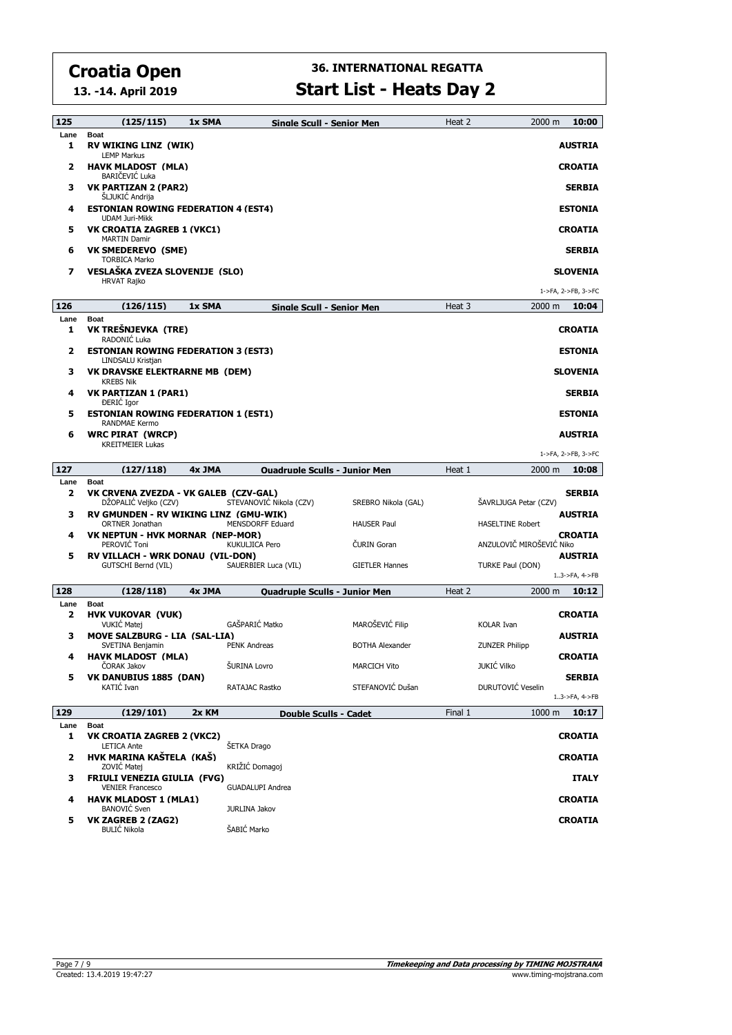# Croatia Open

**13. -14. April 2019**

## 36. INTERNATIONAL REGATTA

## Start List - Heats Day 2

**125 | (125/115) | 1x SMA | Single Scull - Senior Men | Heat 2 | 2000 m | 10:00**

| Lane | Boat | Country |
|---|---|---|
| 1 | **RV WIKING LINZ (WIK)**<br>LEMP Markus | **AUSTRIA** |
| 2 | **HAVK MLADOST (MLA)**<br>BARIČEVIĆ Luka | **CROATIA** |
| 3 | **VK PARTIZAN 2 (PAR2)**<br>ŠLJUKIĆ Andrija | **SERBIA** |
| 4 | **ESTONIAN ROWING FEDERATION 4 (EST4)**<br>UDAM Juri-Mikk | **ESTONIA** |
| 5 | **VK CROATIA ZAGREB 1 (VKC1)**<br>MARTIN Damir | **CROATIA** |
| 6 | **VK SMEDEREVO (SME)**<br>TORBICA Marko | **SERBIA** |
| 7 | **VESLAŠKA ZVEZA SLOVENIJE (SLO)**<br>HRVAT Rajko | **SLOVENIA** |

1->FA, 2->FB, 3->FC

**126 | (126/115) | 1x SMA | Single Scull - Senior Men | Heat 3 | 2000 m | 10:04**

| Lane | Boat | Country |
|---|---|---|
| 1 | **VK TREŠNJEVKA (TRE)**<br>RADONIĆ Luka | **CROATIA** |
| 2 | **ESTONIAN ROWING FEDERATION 3 (EST3)**<br>LINDSALU Kristjan | **ESTONIA** |
| 3 | **VK DRAVSKE ELEKTRARNE MB (DEM)**<br>KREBS Nik | **SLOVENIA** |
| 4 | **VK PARTIZAN 1 (PAR1)**<br>ĐERIĆ Igor | **SERBIA** |
| 5 | **ESTONIAN ROWING FEDERATION 1 (EST1)**<br>RANDMAE Kermo | **ESTONIA** |
| 6 | **WRC PIRAT (WRCP)**<br>KREITMEIER Lukas | **AUSTRIA** |

1->FA, 2->FB, 3->FC

**127 | (127/118) | 4x JMA | Quadruple Sculls - Junior Men | Heat 1 | 2000 m | 10:08**

| Lane | Boat | | | | Country |
|---|---|---|---|---|---|
| 2 | **VK CRVENA ZVEZDA - VK GALEB (CZV-GAL)**<br>DŽOPALIĆ Veljko (CZV) | STEVANOVIĆ Nikola (CZV) | SREBRO Nikola (GAL) | ŠAVRLJUGA Petar (CZV) | **SERBIA** |
| 3 | **RV GMUNDEN - RV WIKING LINZ (GMU-WIK)**<br>ORTNER Jonathan | MENSDORFF Eduard | HAUSER Paul | HASELTINE Robert | **AUSTRIA** |
| 4 | **VK NEPTUN - HVK MORNAR (NEP-MOR)**<br>PEROVIĆ Toni | KUKULJICA Pero | ČURIN Goran | ANZULOVIČ MIROŠEVIĆ Niko | **CROATIA** |
| 5 | **RV VILLACH - WRK DONAU (VIL-DON)**<br>GUTSCHI Bernd (VIL) | SAUERBIER Luca (VIL) | GIETLER Hannes | TURKE Paul (DON) | **AUSTRIA** |

1..3->FA, 4->FB

**128 | (128/118) | 4x JMA | Quadruple Sculls - Junior Men | Heat 2 | 2000 m | 10:12**

| Lane | Boat | | | | Country |
|---|---|---|---|---|---|
| 2 | **HVK VUKOVAR (VUK)**<br>VUKIĆ Matej | GAŠPARIĆ Matko | MAROŠEVIĆ Filip | KOLAR Ivan | **CROATIA** |
| 3 | **MOVE SALZBURG - LIA (SAL-LIA)**<br>SVETINA Benjamin | PENK Andreas | BOTHA Alexander | ZUNZER Philipp | **AUSTRIA** |
| 4 | **HAVK MLADOST (MLA)**<br>ČORAK Jakov | ŠURINA Lovro | MARCICH Vito | JUKIĆ Vilko | **CROATIA** |
| 5 | **VK DANUBIUS 1885 (DAN)**<br>KATIĆ Ivan | RATAJAC Rastko | STEFANOVIĆ Dušan | DURUTOVIĆ Veselin | **SERBIA** |

1..3->FA, 4->FB

**129 | (129/101) | 2x KM | Double Sculls - Cadet | Final 1 | 1000 m | 10:17**

| Lane | Boat | | Country |
|---|---|---|---|
| 1 | **VK CROATIA ZAGREB 2 (VKC2)**<br>LETICA Ante | ŠETKA Drago | **CROATIA** |
| 2 | **HVK MARINA KAŠTELA (KAŠ)**<br>ZOVIĆ Matej | KRIŽIĆ Domagoj | **CROATIA** |
| 3 | **FRIULI VENEZIA GIULIA (FVG)**<br>VENIER Francesco | GUADALUPI Andrea | **ITALY** |
| 4 | **HAVK MLADOST 1 (MLA1)**<br>BANOVIĆ Sven | JURLINA Jakov | **CROATIA** |
| 5 | **VK ZAGREB 2 (ZAG2)**<br>BULIĆ Nikola | ŠABIĆ Marko | **CROATIA** |

Created: 13.4.2019 19:47:27

**Timekeeping and Data processing by TIMING MOJSTRANA**
www.timing-mojstrana.com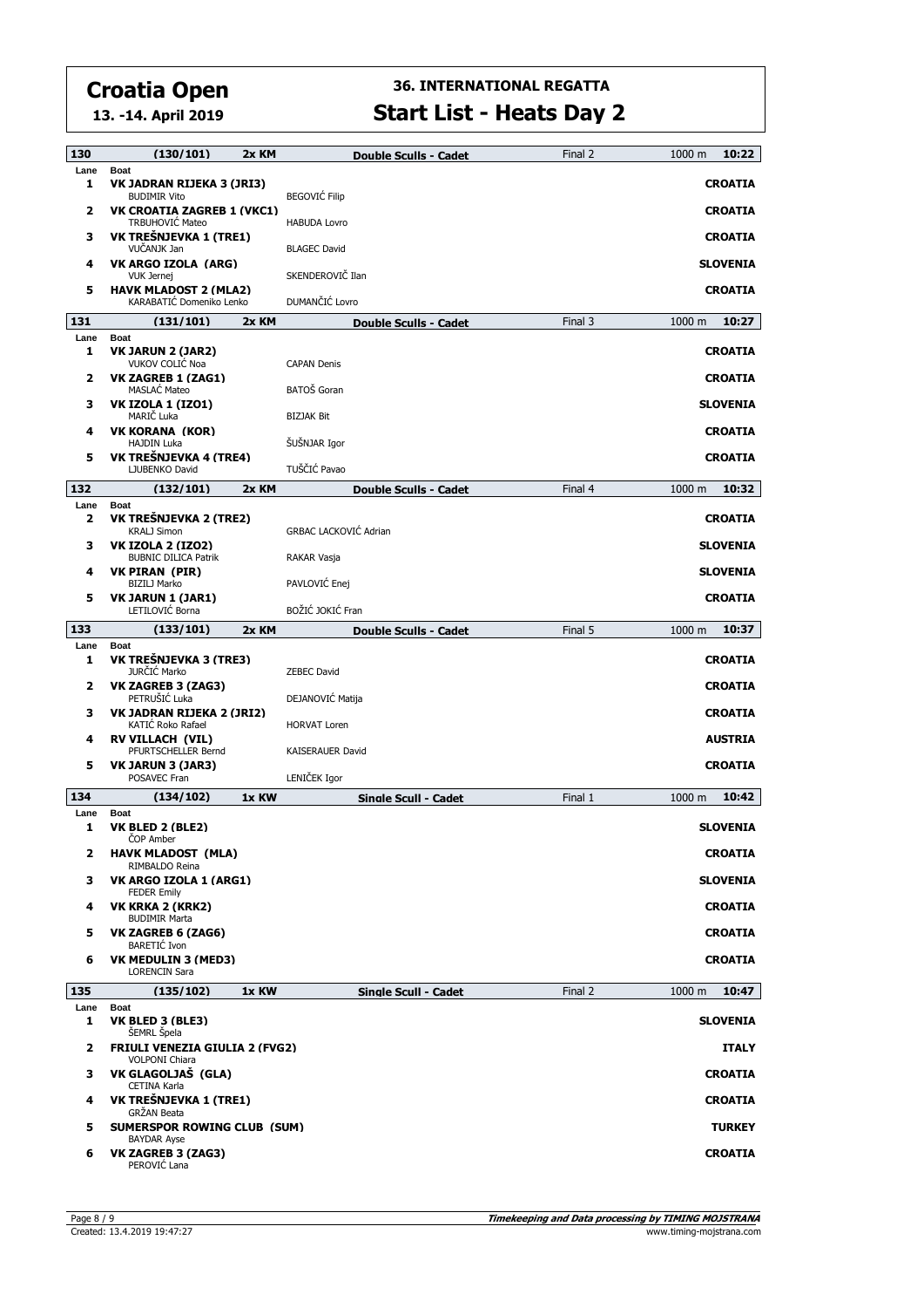# Croatia Open

**13. -14. April 2019**

## 36. INTERNATIONAL REGATTA

## Start List - Heats Day 2

### 130 (130/101) 2x KM Double Sculls - Cadet — Final 2 — 1000 m — 10:22

| Lane | Boat | | Country |
|---|---|---|---|
| 1 | **VK JADRAN RIJEKA 3 (JRI3)**<br>BUDIMIR Vito | BEGOVIĆ Filip | **CROATIA** |
| 2 | **VK CROATIA ZAGREB 1 (VKC1)**<br>TRBUHOVIĆ Mateo | HABUDA Lovro | **CROATIA** |
| 3 | **VK TREŠNJEVKA 1 (TRE1)**<br>VUČANJK Jan | BLAGEC David | **CROATIA** |
| 4 | **VK ARGO IZOLA (ARG)**<br>VUK Jernej | SKENDEROVIČ Ilan | **SLOVENIA** |
| 5 | **HAVK MLADOST 2 (MLA2)**<br>KARABATIĆ Domeniko Lenko | DUMANČIĆ Lovro | **CROATIA** |

### 131 (131/101) 2x KM Double Sculls - Cadet — Final 3 — 1000 m — 10:27

| Lane | Boat | | Country |
|---|---|---|---|
| 1 | **VK JARUN 2 (JAR2)**<br>VUKOV COLIĆ Noa | CAPAN Denis | **CROATIA** |
| 2 | **VK ZAGREB 1 (ZAG1)**<br>MASLAĆ Mateo | BATOŠ Goran | **CROATIA** |
| 3 | **VK IZOLA 1 (IZO1)**<br>MARIČ Luka | BIZJAK Bit | **SLOVENIA** |
| 4 | **VK KORANA (KOR)**<br>HAJDIN Luka | ŠUŠNJAR Igor | **CROATIA** |
| 5 | **VK TREŠNJEVKA 4 (TRE4)**<br>LJUBENKO David | TUŠČIĆ Pavao | **CROATIA** |

### 132 (132/101) 2x KM Double Sculls - Cadet — Final 4 — 1000 m — 10:32

| Lane | Boat | | Country |
|---|---|---|---|
| 2 | **VK TREŠNJEVKA 2 (TRE2)**<br>KRALJ Simon | GRBAC LACKOVIĆ Adrian | **CROATIA** |
| 3 | **VK IZOLA 2 (IZO2)**<br>BUBNIC DILICA Patrik | RAKAR Vasja | **SLOVENIA** |
| 4 | **VK PIRAN (PIR)**<br>BIZILJ Marko | PAVLOVIĆ Enej | **SLOVENIA** |
| 5 | **VK JARUN 1 (JAR1)**<br>LETILOVIĆ Borna | BOŽIĆ JOKIĆ Fran | **CROATIA** |

### 133 (133/101) 2x KM Double Sculls - Cadet — Final 5 — 1000 m — 10:37

| Lane | Boat | | Country |
|---|---|---|---|
| 1 | **VK TREŠNJEVKA 3 (TRE3)**<br>JURČIĆ Marko | ZEBEC David | **CROATIA** |
| 2 | **VK ZAGREB 3 (ZAG3)**<br>PETRUŠIĆ Luka | DEJANOVIĆ Matija | **CROATIA** |
| 3 | **VK JADRAN RIJEKA 2 (JRI2)**<br>KATIĆ Roko Rafael | HORVAT Loren | **CROATIA** |
| 4 | **RV VILLACH (VIL)**<br>PFURTSCHELLER Bernd | KAISERAUER David | **AUSTRIA** |
| 5 | **VK JARUN 3 (JAR3)**<br>POSAVEC Fran | LENIČEK Igor | **CROATIA** |

### 134 (134/102) 1x KW Single Scull - Cadet — Final 1 — 1000 m — 10:42

| Lane | Boat | Country |
|---|---|---|
| 1 | **VK BLED 2 (BLE2)**<br>ČOP Amber | **SLOVENIA** |
| 2 | **HAVK MLADOST (MLA)**<br>RIMBALDO Reina | **CROATIA** |
| 3 | **VK ARGO IZOLA 1 (ARG1)**<br>FEDER Emily | **SLOVENIA** |
| 4 | **VK KRKA 2 (KRK2)**<br>BUDIMIR Marta | **CROATIA** |
| 5 | **VK ZAGREB 6 (ZAG6)**<br>BARETIĆ Ivon | **CROATIA** |
| 6 | **VK MEDULIN 3 (MED3)**<br>LORENCIN Sara | **CROATIA** |

### 135 (135/102) 1x KW Single Scull - Cadet — Final 2 — 1000 m — 10:47

| Lane | Boat | Country |
|---|---|---|
| 1 | **VK BLED 3 (BLE3)**<br>ŠEMRL Špela | **SLOVENIA** |
| 2 | **FRIULI VENEZIA GIULIA 2 (FVG2)**<br>VOLPONI Chiara | **ITALY** |
| 3 | **VK GLAGOLJAŠ (GLA)**<br>CETINA Karla | **CROATIA** |
| 4 | **VK TREŠNJEVKA 1 (TRE1)**<br>GRŽAN Beata | **CROATIA** |
| 5 | **SUMERSPOR ROWING CLUB (SUM)**<br>BAYDAR Ayse | **TURKEY** |
| 6 | **VK ZAGREB 3 (ZAG3)**<br>PEROVIĆ Lana | **CROATIA** |

Created: 13.4.2019 19:47:27

**Timekeeping and Data processing by TIMING MOJSTRANA**
www.timing-mojstrana.com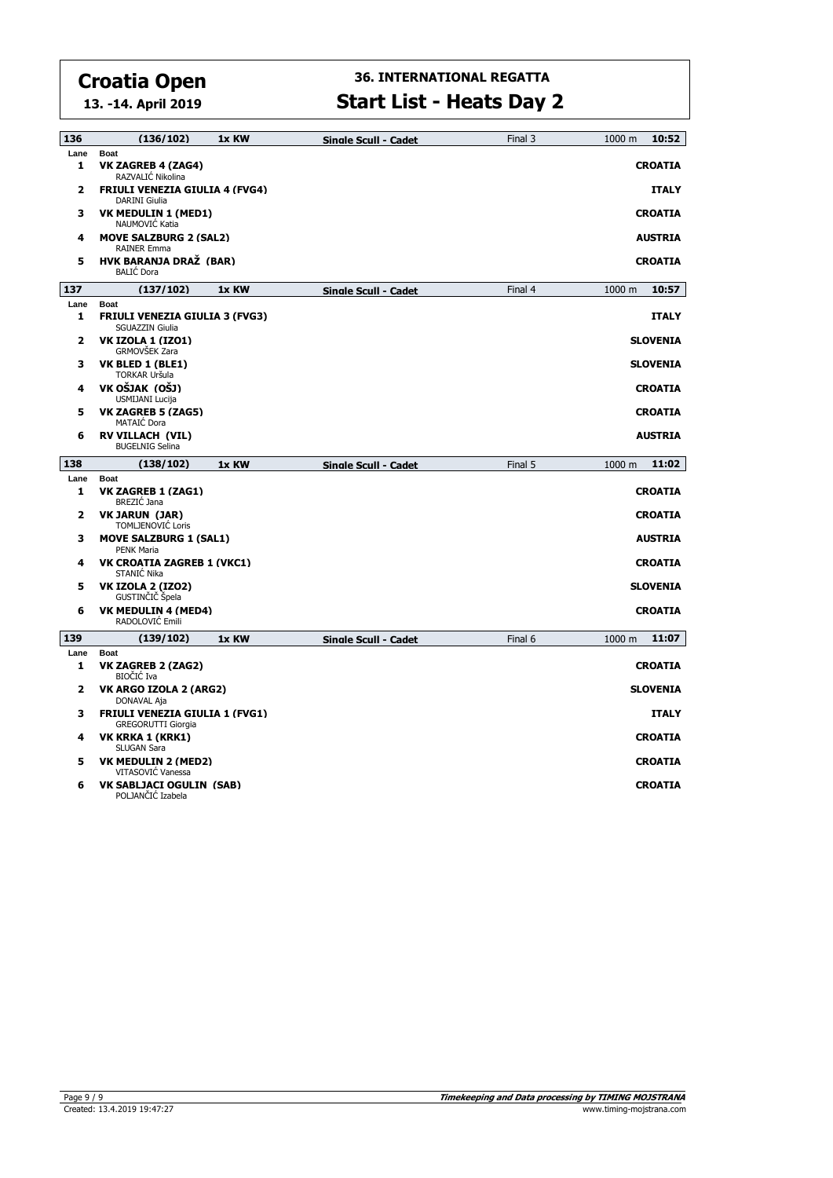# Croatia Open

**13. -14. April 2019**

## 36. INTERNATIONAL REGATTA

## Start List - Heats Day 2

| 136 | (136/102) | 1x KW | Single Scull - Cadet | Final 3 | 1000 m | 10:52 |
|---|---|---|---|---|---|---|
| Lane | Boat | | | | | |
| 1 | **VK ZAGREB 4 (ZAG4)**<br>RAZVALIĆ Nikolina | | | | | **CROATIA** |
| 2 | **FRIULI VENEZIA GIULIA 4 (FVG4)**<br>DARINI Giulia | | | | | **ITALY** |
| 3 | **VK MEDULIN 1 (MED1)**<br>NAUMOVIĆ Katia | | | | | **CROATIA** |
| 4 | **MOVE SALZBURG 2 (SAL2)**<br>RAINER Emma | | | | | **AUSTRIA** |
| 5 | **HVK BARANJA DRAŽ (BAR)**<br>BALIĆ Dora | | | | | **CROATIA** |

| 137 | (137/102) | 1x KW | Single Scull - Cadet | Final 4 | 1000 m | 10:57 |
|---|---|---|---|---|---|---|
| Lane | Boat | | | | | |
| 1 | **FRIULI VENEZIA GIULIA 3 (FVG3)**<br>SGUAZZIN Giulia | | | | | **ITALY** |
| 2 | **VK IZOLA 1 (IZO1)**<br>GRMOVŠEK Zara | | | | | **SLOVENIA** |
| 3 | **VK BLED 1 (BLE1)**<br>TORKAR Uršula | | | | | **SLOVENIA** |
| 4 | **VK OŠJAK (OŠJ)**<br>USMIJANI Lucija | | | | | **CROATIA** |
| 5 | **VK ZAGREB 5 (ZAG5)**<br>MATAIĆ Dora | | | | | **CROATIA** |
| 6 | **RV VILLACH (VIL)**<br>BUGELNIG Selina | | | | | **AUSTRIA** |

| 138 | (138/102) | 1x KW | Single Scull - Cadet | Final 5 | 1000 m | 11:02 |
|---|---|---|---|---|---|---|
| Lane | Boat | | | | | |
| 1 | **VK ZAGREB 1 (ZAG1)**<br>BREZIĆ Jana | | | | | **CROATIA** |
| 2 | **VK JARUN (JAR)**<br>TOMLJENOVIĆ Loris | | | | | **CROATIA** |
| 3 | **MOVE SALZBURG 1 (SAL1)**<br>PENK Maria | | | | | **AUSTRIA** |
| 4 | **VK CROATIA ZAGREB 1 (VKC1)**<br>STANIĆ Nika | | | | | **CROATIA** |
| 5 | **VK IZOLA 2 (IZO2)**<br>GUSTINČIČ Špela | | | | | **SLOVENIA** |
| 6 | **VK MEDULIN 4 (MED4)**<br>RADOLOVIĆ Emili | | | | | **CROATIA** |

| 139 | (139/102) | 1x KW | Single Scull - Cadet | Final 6 | 1000 m | 11:07 |
|---|---|---|---|---|---|---|
| Lane | Boat | | | | | |
| 1 | **VK ZAGREB 2 (ZAG2)**<br>BIOČIĆ Iva | | | | | **CROATIA** |
| 2 | **VK ARGO IZOLA 2 (ARG2)**<br>DONAVAL Aja | | | | | **SLOVENIA** |
| 3 | **FRIULI VENEZIA GIULIA 1 (FVG1)**<br>GREGORUTTI Giorgia | | | | | **ITALY** |
| 4 | **VK KRKA 1 (KRK1)**<br>SLUGAN Sara | | | | | **CROATIA** |
| 5 | **VK MEDULIN 2 (MED2)**<br>VITASOVIĆ Vanessa | | | | | **CROATIA** |
| 6 | **VK SABLJACI OGULIN (SAB)**<br>POLJANČIĆ Izabela | | | | | **CROATIA** |

Created: 13.4.2019 19:47:27

*Timekeeping and Data processing by TIMING MOJSTRANA*
www.timing-mojstrana.com